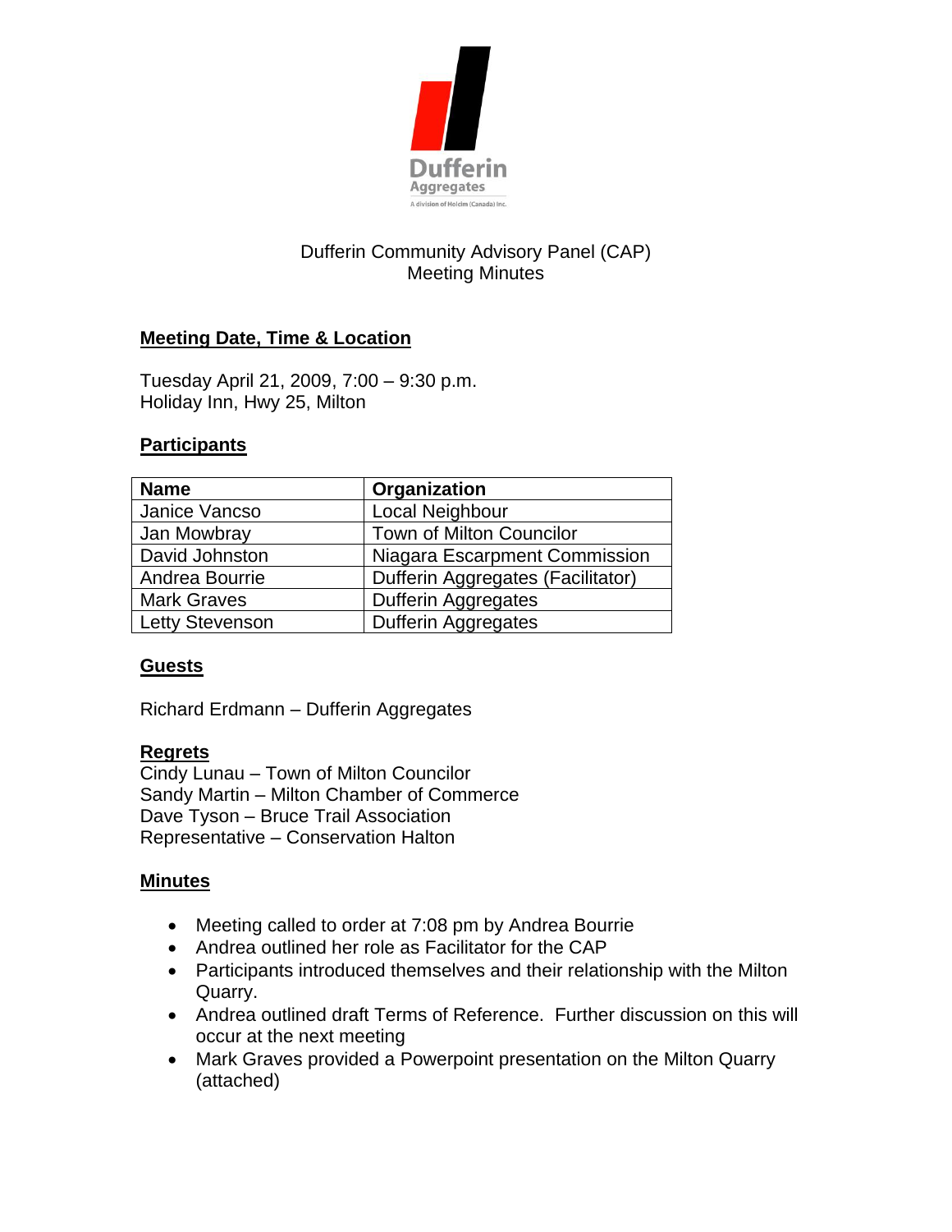Dufferin Aggregates

A division of Holcim (Canada) Inc.

# Dufferin Community Advisory Panel (CAP)
# Meeting Minutes

## Meeting Date, Time & Location

Tuesday April 21, 2009, 7:00 – 9:30 p.m.
Holiday Inn, Hwy 25, Milton

## Participants

| Name | Organization |
|---|---|
| Janice Vancso | Local Neighbour |
| Jan Mowbray | Town of Milton Councilor |
| David Johnston | Niagara Escarpment Commission |
| Andrea Bourrie | Dufferin Aggregates (Facilitator) |
| Mark Graves | Dufferin Aggregates |
| Letty Stevenson | Dufferin Aggregates |

## Guests

Richard Erdmann – Dufferin Aggregates

## Regrets

Cindy Lunau – Town of Milton Councilor
Sandy Martin – Milton Chamber of Commerce
Dave Tyson – Bruce Trail Association
Representative – Conservation Halton

## Minutes

- Meeting called to order at 7:08 pm by Andrea Bourrie
- Andrea outlined her role as Facilitator for the CAP
- Participants introduced themselves and their relationship with the Milton Quarry.
- Andrea outlined draft Terms of Reference. Further discussion on this will occur at the next meeting
- Mark Graves provided a Powerpoint presentation on the Milton Quarry (attached)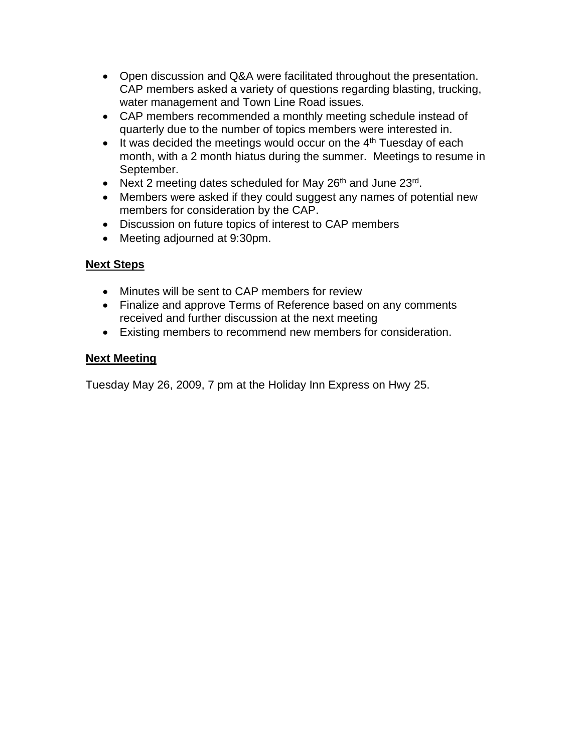- Open discussion and Q&A were facilitated throughout the presentation. CAP members asked a variety of questions regarding blasting, trucking, water management and Town Line Road issues.
- CAP members recommended a monthly meeting schedule instead of quarterly due to the number of topics members were interested in.
- It was decided the meetings would occur on the 4th Tuesday of each month, with a 2 month hiatus during the summer. Meetings to resume in September.
- Next 2 meeting dates scheduled for May 26th and June 23rd.
- Members were asked if they could suggest any names of potential new members for consideration by the CAP.
- Discussion on future topics of interest to CAP members
- Meeting adjourned at 9:30pm.

**Next Steps**

- Minutes will be sent to CAP members for review
- Finalize and approve Terms of Reference based on any comments received and further discussion at the next meeting
- Existing members to recommend new members for consideration.

**Next Meeting**

Tuesday May 26, 2009, 7 pm at the Holiday Inn Express on Hwy 25.